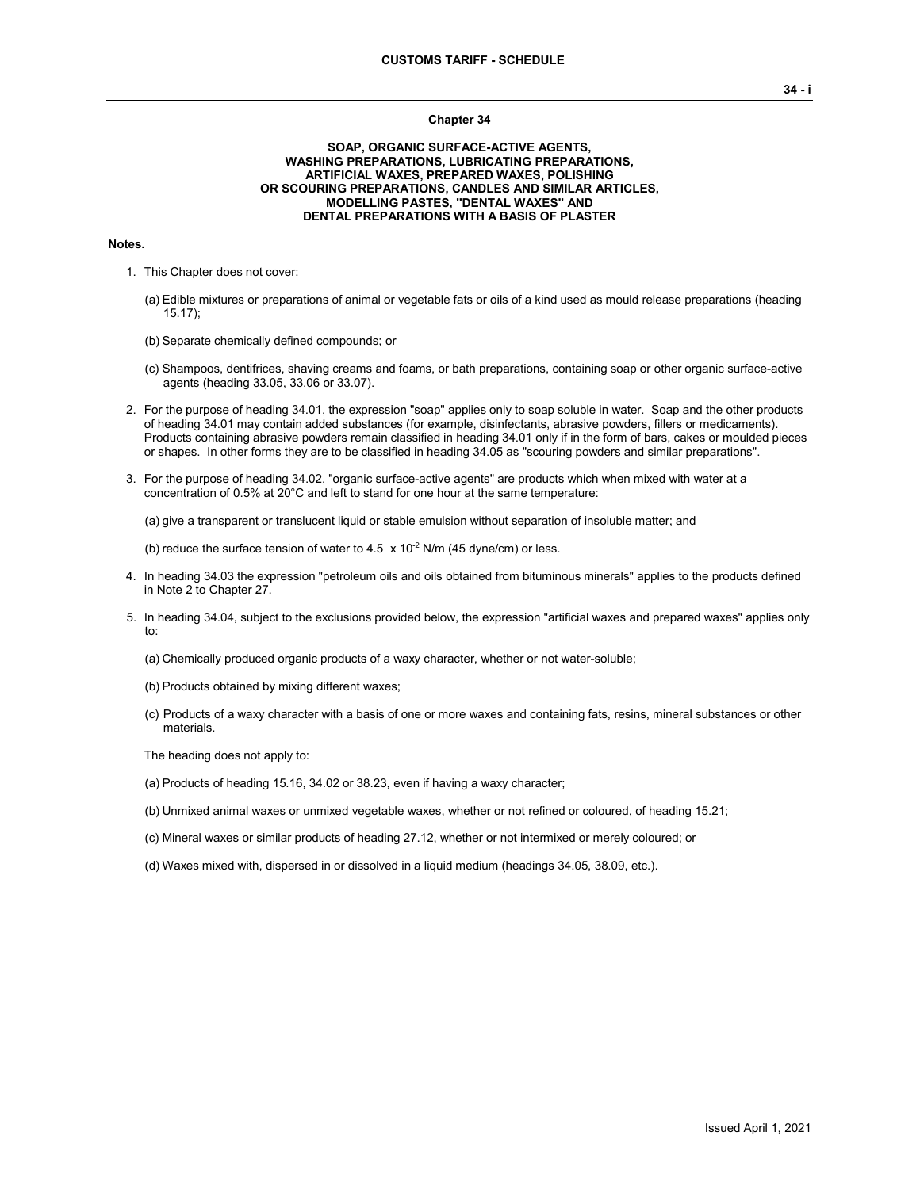## Chapter 34

### SOAP, ORGANIC SURFACE-ACTIVE AGENTS, WASHING PREPARATIONS, LUBRICATING PREPARATIONS, ARTIFICIAL WAXES, PREPARED WAXES, POLISHING OR SCOURING PREPARATIONS, CANDLES AND SIMILAR ARTICLES, MODELLING PASTES, "DENTAL WAXES" AND DENTAL PREPARATIONS WITH A BASIS OF PLASTER

**Notes.**

1. This Chapter does not cover:

   (a) Edible mixtures or preparations of animal or vegetable fats or oils of a kind used as mould release preparations (heading 15.17);

   (b) Separate chemically defined compounds; or

   (c) Shampoos, dentifrices, shaving creams and foams, or bath preparations, containing soap or other organic surface-active agents (heading 33.05, 33.06 or 33.07).

2. For the purpose of heading 34.01, the expression "soap" applies only to soap soluble in water. Soap and the other products of heading 34.01 may contain added substances (for example, disinfectants, abrasive powders, fillers or medicaments). Products containing abrasive powders remain classified in heading 34.01 only if in the form of bars, cakes or moulded pieces or shapes. In other forms they are to be classified in heading 34.05 as "scouring powders and similar preparations".

3. For the purpose of heading 34.02, "organic surface-active agents" are products which when mixed with water at a concentration of 0.5% at 20°C and left to stand for one hour at the same temperature:

   (a) give a transparent or translucent liquid or stable emulsion without separation of insoluble matter; and

   (b) reduce the surface tension of water to $4.5 \times 10^{-2}$ N/m (45 dyne/cm) or less.

4. In heading 34.03 the expression "petroleum oils and oils obtained from bituminous minerals" applies to the products defined in Note 2 to Chapter 27.

5. In heading 34.04, subject to the exclusions provided below, the expression "artificial waxes and prepared waxes" applies only to:

   (a) Chemically produced organic products of a waxy character, whether or not water-soluble;

   (b) Products obtained by mixing different waxes;

   (c) Products of a waxy character with a basis of one or more waxes and containing fats, resins, mineral substances or other materials.

   The heading does not apply to:

   (a) Products of heading 15.16, 34.02 or 38.23, even if having a waxy character;

   (b) Unmixed animal waxes or unmixed vegetable waxes, whether or not refined or coloured, of heading 15.21;

   (c) Mineral waxes or similar products of heading 27.12, whether or not intermixed or merely coloured; or

   (d) Waxes mixed with, dispersed in or dissolved in a liquid medium (headings 34.05, 38.09, etc.).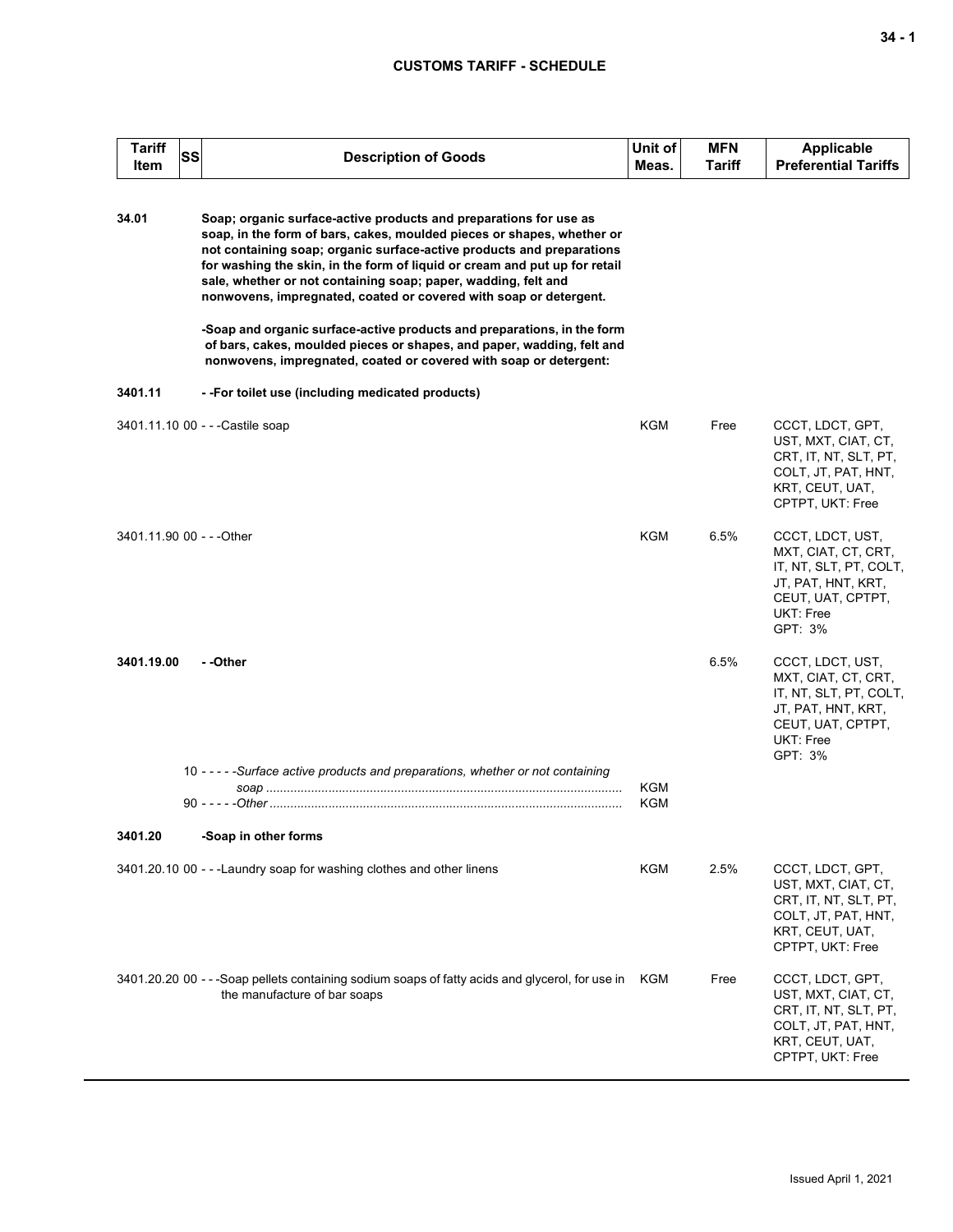| Tariff Item | SS | Description of Goods | Unit of Meas. | MFN Tariff | Applicable Preferential Tariffs |
|---|---|---|---|---|---|
| **34.01** | | **Soap; organic surface-active products and preparations for use as soap, in the form of bars, cakes, moulded pieces or shapes, whether or not containing soap; organic surface-active products and preparations for washing the skin, in the form of liquid or cream and put up for retail sale, whether or not containing soap; paper, wadding, felt and nonwovens, impregnated, coated or covered with soap or detergent.** | | | |
| | | **-Soap and organic surface-active products and preparations, in the form of bars, cakes, moulded pieces or shapes, and paper, wadding, felt and nonwovens, impregnated, coated or covered with soap or detergent:** | | | |
| **3401.11** | | **- -For toilet use (including medicated products)** | | | |
| 3401.11.10 | 00 | - - -Castile soap | KGM | Free | CCCT, LDCT, GPT, UST, MXT, CIAT, CT, CRT, IT, NT, SLT, PT, COLT, JT, PAT, HNT, KRT, CEUT, UAT, CPTPT, UKT: Free |
| 3401.11.90 | 00 | - - -Other | KGM | 6.5% | CCCT, LDCT, UST, MXT, CIAT, CT, CRT, IT, NT, SLT, PT, COLT, JT, PAT, HNT, KRT, CEUT, UAT, CPTPT, UKT: Free<br>GPT: 3% |
| **3401.19.00** | | **- -Other** | | 6.5% | CCCT, LDCT, UST, MXT, CIAT, CT, CRT, IT, NT, SLT, PT, COLT, JT, PAT, HNT, KRT, CEUT, UAT, CPTPT, UKT: Free<br>GPT: 3% |
| | 10 | - - - - -*Surface active products and preparations, whether or not containing soap* | KGM | | |
| | 90 | - - - - -*Other* | KGM | | |
| **3401.20** | | **-Soap in other forms** | | | |
| 3401.20.10 | 00 | - - -Laundry soap for washing clothes and other linens | KGM | 2.5% | CCCT, LDCT, GPT, UST, MXT, CIAT, CT, CRT, IT, NT, SLT, PT, COLT, JT, PAT, HNT, KRT, CEUT, UAT, CPTPT, UKT: Free |
| 3401.20.20 | 00 | - - -Soap pellets containing sodium soaps of fatty acids and glycerol, for use in the manufacture of bar soaps | KGM | Free | CCCT, LDCT, GPT, UST, MXT, CIAT, CT, CRT, IT, NT, SLT, PT, COLT, JT, PAT, HNT, KRT, CEUT, UAT, CPTPT, UKT: Free |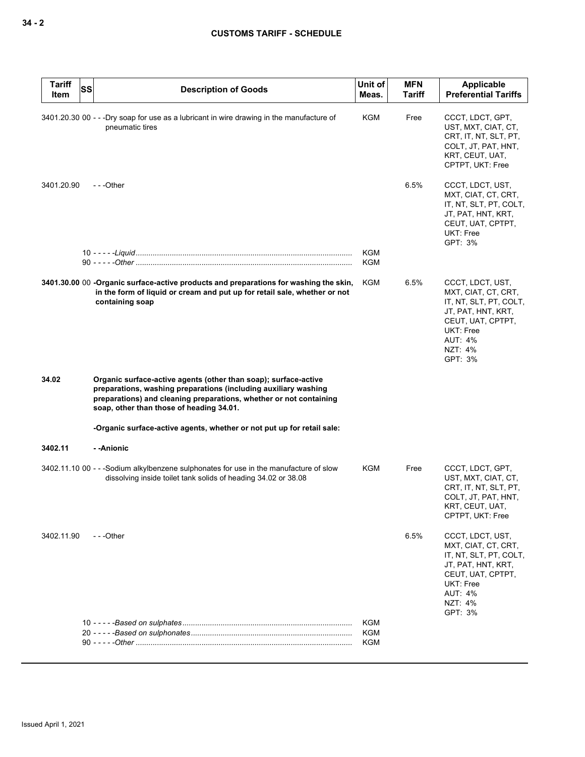| Tariff Item | SS | Description of Goods | Unit of Meas. | MFN Tariff | Applicable Preferential Tariffs |
|---|---|---|---|---|---|
| 3401.20.30 | 00 | - - -Dry soap for use as a lubricant in wire drawing in the manufacture of pneumatic tires | KGM | Free | CCCT, LDCT, GPT, UST, MXT, CIAT, CT, CRT, IT, NT, SLT, PT, COLT, JT, PAT, HNT, KRT, CEUT, UAT, CPTPT, UKT: Free |
| 3401.20.90 | | - - -Other | | 6.5% | CCCT, LDCT, UST, MXT, CIAT, CT, CRT, IT, NT, SLT, PT, COLT, JT, PAT, HNT, KRT, CEUT, UAT, CPTPT, UKT: Free<br>GPT: 3% |
| | 10 | - - - - -*Liquid* | KGM | | |
| | 90 | - - - - -*Other* | KGM | | |
| **3401.30.00** | 00 | **-Organic surface-active products and preparations for washing the skin, in the form of liquid or cream and put up for retail sale, whether or not containing soap** | KGM | 6.5% | CCCT, LDCT, UST, MXT, CIAT, CT, CRT, IT, NT, SLT, PT, COLT, JT, PAT, HNT, KRT, CEUT, UAT, CPTPT, UKT: Free<br>AUT: 4%<br>NZT: 4%<br>GPT: 3% |
| **34.02** | | **Organic surface-active agents (other than soap); surface-active preparations, washing preparations (including auxiliary washing preparations) and cleaning preparations, whether or not containing soap, other than those of heading 34.01.** | | | |
| | | **-Organic surface-active agents, whether or not put up for retail sale:** | | | |
| **3402.11** | | **- -Anionic** | | | |
| 3402.11.10 | 00 | - - -Sodium alkylbenzene sulphonates for use in the manufacture of slow dissolving inside toilet tank solids of heading 34.02 or 38.08 | KGM | Free | CCCT, LDCT, GPT, UST, MXT, CIAT, CT, CRT, IT, NT, SLT, PT, COLT, JT, PAT, HNT, KRT, CEUT, UAT, CPTPT, UKT: Free |
| 3402.11.90 | | - - -Other | | 6.5% | CCCT, LDCT, UST, MXT, CIAT, CT, CRT, IT, NT, SLT, PT, COLT, JT, PAT, HNT, KRT, CEUT, UAT, CPTPT, UKT: Free<br>AUT: 4%<br>NZT: 4%<br>GPT: 3% |
| | 10 | - - - - -*Based on sulphates* | KGM | | |
| | 20 | - - - - -*Based on sulphonates* | KGM | | |
| | 90 | - - - - -*Other* | KGM | | |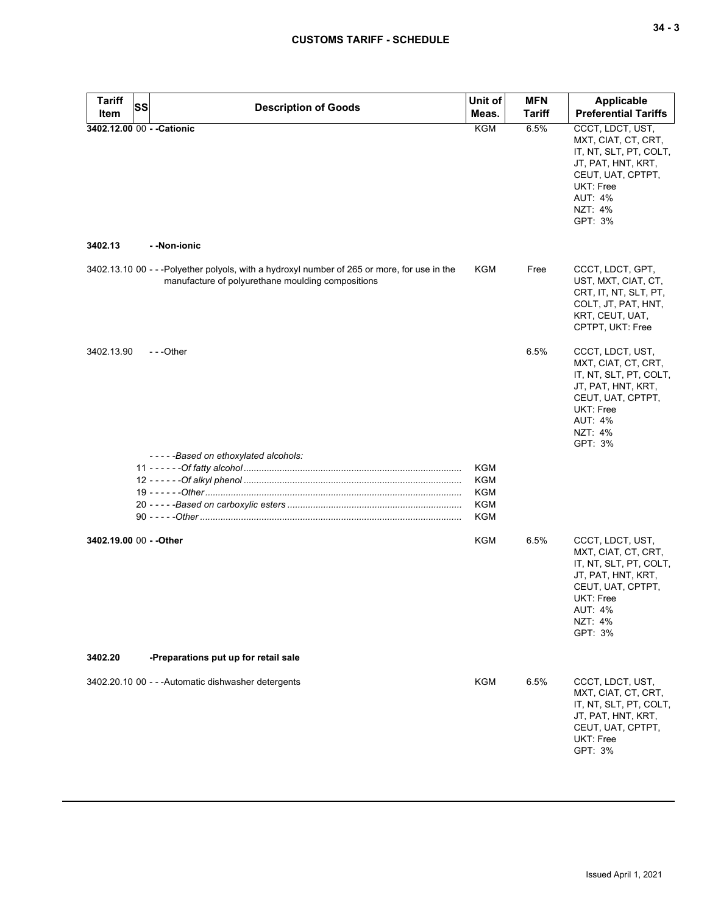| Tariff Item | SS | Description of Goods | Unit of Meas. | MFN Tariff | Applicable Preferential Tariffs |
|---|---|---|---|---|---|
| **3402.12.00** | 00 | **- -Cationic** | KGM | 6.5% | CCCT, LDCT, UST, MXT, CIAT, CT, CRT, IT, NT, SLT, PT, COLT, JT, PAT, HNT, KRT, CEUT, UAT, CPTPT, UKT: Free<br>AUT: 4%<br>NZT: 4%<br>GPT: 3% |
| **3402.13** | | **- -Non-ionic** | | | |
| 3402.13.10 | 00 | - - -Polyether polyols, with a hydroxyl number of 265 or more, for use in the manufacture of polyurethane moulding compositions | KGM | Free | CCCT, LDCT, GPT, UST, MXT, CIAT, CT, CRT, IT, NT, SLT, PT, COLT, JT, PAT, HNT, KRT, CEUT, UAT, CPTPT, UKT: Free |
| 3402.13.90 | | - - -Other | | 6.5% | CCCT, LDCT, UST, MXT, CIAT, CT, CRT, IT, NT, SLT, PT, COLT, JT, PAT, HNT, KRT, CEUT, UAT, CPTPT, UKT: Free<br>AUT: 4%<br>NZT: 4%<br>GPT: 3% |
| | | *- - - - -Based on ethoxylated alcohols:* | | | |
| | 11 | *- - - - - -Of fatty alcohol* | KGM | | |
| | 12 | *- - - - - -Of alkyl phenol* | KGM | | |
| | 19 | *- - - - - -Other* | KGM | | |
| | 20 | *- - - - -Based on carboxylic esters* | KGM | | |
| | 90 | *- - - - -Other* | KGM | | |
| **3402.19.00** | 00 | **- -Other** | KGM | 6.5% | CCCT, LDCT, UST, MXT, CIAT, CT, CRT, IT, NT, SLT, PT, COLT, JT, PAT, HNT, KRT, CEUT, UAT, CPTPT, UKT: Free<br>AUT: 4%<br>NZT: 4%<br>GPT: 3% |
| **3402.20** | | **-Preparations put up for retail sale** | | | |
| 3402.20.10 | 00 | - - -Automatic dishwasher detergents | KGM | 6.5% | CCCT, LDCT, UST, MXT, CIAT, CT, CRT, IT, NT, SLT, PT, COLT, JT, PAT, HNT, KRT, CEUT, UAT, CPTPT, UKT: Free<br>GPT: 3% |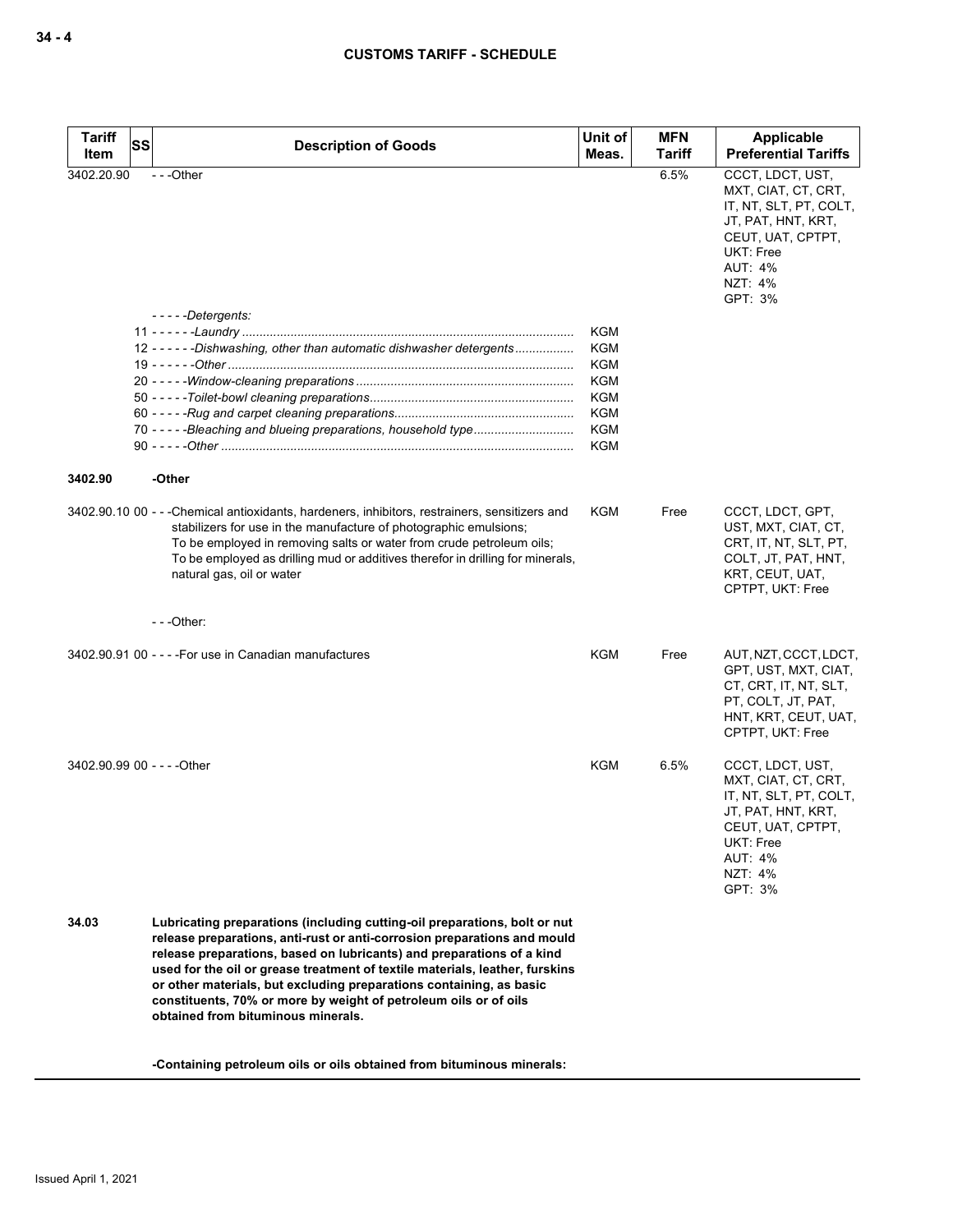| Tariff Item | SS | Description of Goods | Unit of Meas. | MFN Tariff | Applicable Preferential Tariffs |
|---|---|---|---|---|---|
| 3402.20.90 | | - - -Other | | 6.5% | CCCT, LDCT, UST, MXT, CIAT, CT, CRT, IT, NT, SLT, PT, COLT, JT, PAT, HNT, KRT, CEUT, UAT, CPTPT, UKT: Free<br>AUT: 4%<br>NZT: 4%<br>GPT: 3% |
| | | - - - - -*Detergents:* | | | |
| | 11 | - - - - - -*Laundry* | KGM | | |
| | 12 | - - - - - -*Dishwashing, other than automatic dishwasher detergents* | KGM | | |
| | 19 | - - - - - -*Other* | KGM | | |
| | 20 | - - - - -*Window-cleaning preparations* | KGM | | |
| | 50 | - - - - -*Toilet-bowl cleaning preparations* | KGM | | |
| | 60 | - - - - -*Rug and carpet cleaning preparations* | KGM | | |
| | 70 | - - - - -*Bleaching and blueing preparations, household type* | KGM | | |
| | 90 | - - - - -*Other* | KGM | | |
| **3402.90** | | **-Other** | | | |
| 3402.90.10 | 00 | - - -Chemical antioxidants, hardeners, inhibitors, restrainers, sensitizers and stabilizers for use in the manufacture of photographic emulsions;<br>To be employed in removing salts or water from crude petroleum oils;<br>To be employed as drilling mud or additives therefor in drilling for minerals, natural gas, oil or water | KGM | Free | CCCT, LDCT, GPT, UST, MXT, CIAT, CT, CRT, IT, NT, SLT, PT, COLT, JT, PAT, HNT, KRT, CEUT, UAT, CPTPT, UKT: Free |
| | | - - -Other: | | | |
| 3402.90.91 | 00 | - - - -For use in Canadian manufactures | KGM | Free | AUT, NZT, CCCT, LDCT, GPT, UST, MXT, CIAT, CT, CRT, IT, NT, SLT, PT, COLT, JT, PAT, HNT, KRT, CEUT, UAT, CPTPT, UKT: Free |
| 3402.90.99 | 00 | - - - -Other | KGM | 6.5% | CCCT, LDCT, UST, MXT, CIAT, CT, CRT, IT, NT, SLT, PT, COLT, JT, PAT, HNT, KRT, CEUT, UAT, CPTPT, UKT: Free<br>AUT: 4%<br>NZT: 4%<br>GPT: 3% |
| **34.03** | | **Lubricating preparations (including cutting-oil preparations, bolt or nut release preparations, anti-rust or anti-corrosion preparations and mould release preparations, based on lubricants) and preparations of a kind used for the oil or grease treatment of textile materials, leather, furskins or other materials, but excluding preparations containing, as basic constituents, 70% or more by weight of petroleum oils or of oils obtained from bituminous minerals.** | | | |
| | | **-Containing petroleum oils or oils obtained from bituminous minerals:** | | | |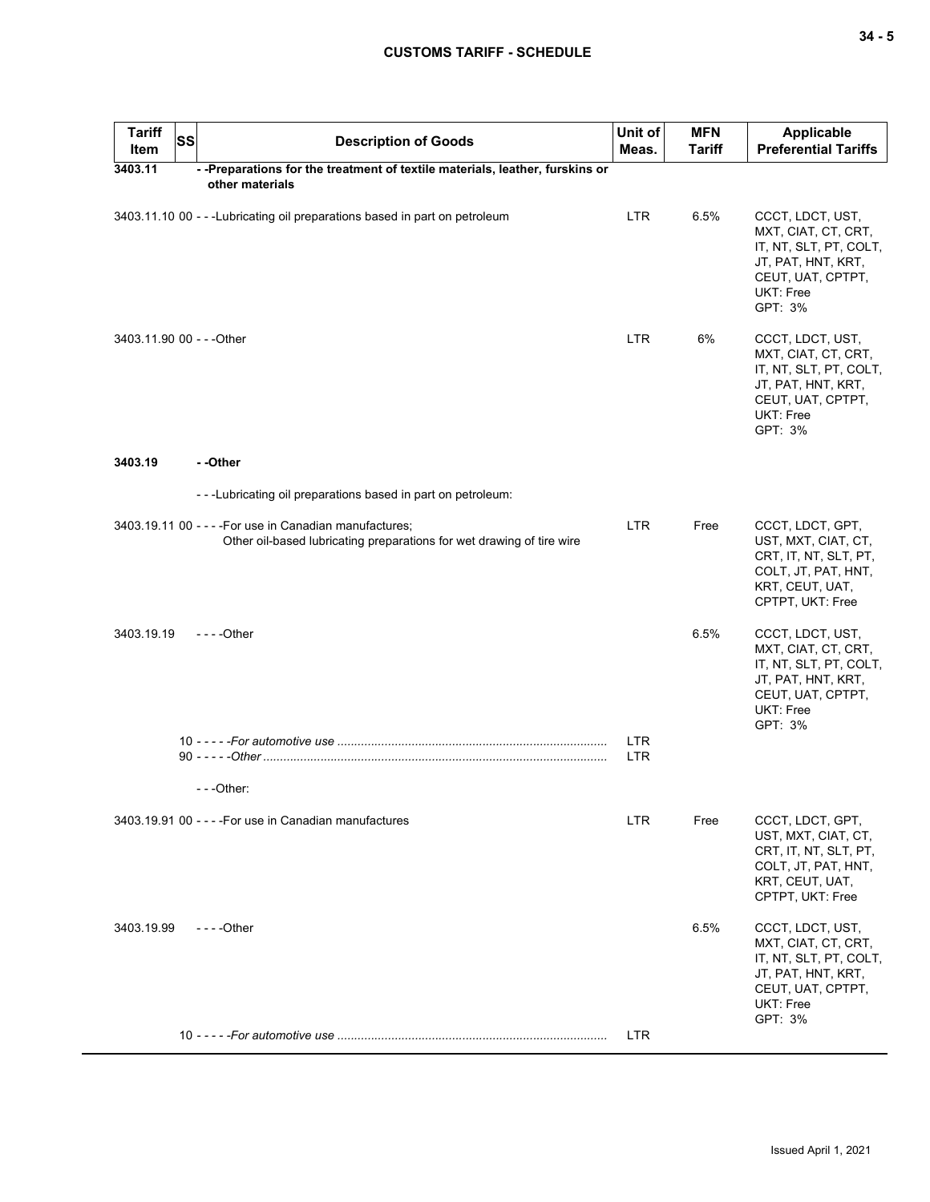| Tariff Item | SS | Description of Goods | Unit of Meas. | MFN Tariff | Applicable Preferential Tariffs |
|---|---|---|---|---|---|
| **3403.11** | | **- -Preparations for the treatment of textile materials, leather, furskins or other materials** | | | |
| 3403.11.10 | 00 | - - -Lubricating oil preparations based in part on petroleum | LTR | 6.5% | CCCT, LDCT, UST, MXT, CIAT, CT, CRT, IT, NT, SLT, PT, COLT, JT, PAT, HNT, KRT, CEUT, UAT, CPTPT, UKT: Free GPT: 3% |
| 3403.11.90 | 00 | - - -Other | LTR | 6% | CCCT, LDCT, UST, MXT, CIAT, CT, CRT, IT, NT, SLT, PT, COLT, JT, PAT, HNT, KRT, CEUT, UAT, CPTPT, UKT: Free GPT: 3% |
| **3403.19** | | **- -Other** | | | |
| | | - - -Lubricating oil preparations based in part on petroleum: | | | |
| 3403.19.11 | 00 | - - - -For use in Canadian manufactures; Other oil-based lubricating preparations for wet drawing of tire wire | LTR | Free | CCCT, LDCT, GPT, UST, MXT, CIAT, CT, CRT, IT, NT, SLT, PT, COLT, JT, PAT, HNT, KRT, CEUT, UAT, CPTPT, UKT: Free |
| 3403.19.19 | | - - - -Other | | 6.5% | CCCT, LDCT, UST, MXT, CIAT, CT, CRT, IT, NT, SLT, PT, COLT, JT, PAT, HNT, KRT, CEUT, UAT, CPTPT, UKT: Free GPT: 3% |
| | | 10 - - - - -*For automotive use* | LTR | | |
| | | 90 - - - - -*Other* | LTR | | |
| | | - - -Other: | | | |
| 3403.19.91 | 00 | - - - -For use in Canadian manufactures | LTR | Free | CCCT, LDCT, GPT, UST, MXT, CIAT, CT, CRT, IT, NT, SLT, PT, COLT, JT, PAT, HNT, KRT, CEUT, UAT, CPTPT, UKT: Free |
| 3403.19.99 | | - - - -Other | | 6.5% | CCCT, LDCT, UST, MXT, CIAT, CT, CRT, IT, NT, SLT, PT, COLT, JT, PAT, HNT, KRT, CEUT, UAT, CPTPT, UKT: Free GPT: 3% |
| | | 10 - - - - -*For automotive use* | LTR | | |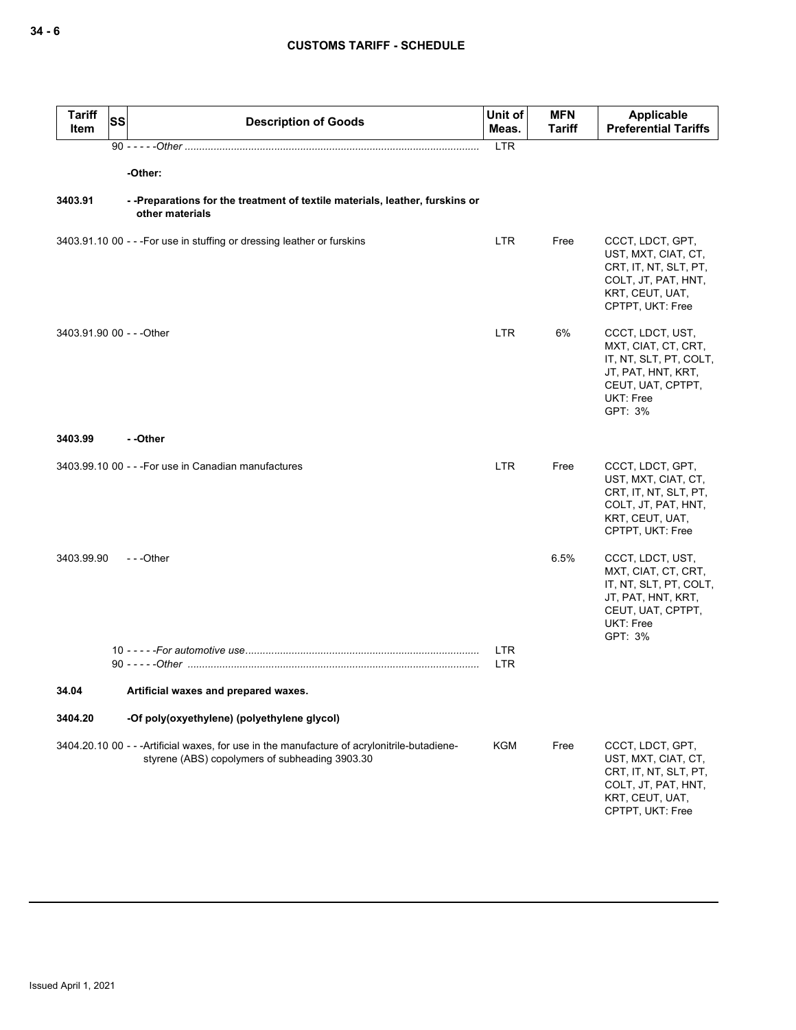| Tariff Item | SS | Description of Goods | Unit of Meas. | MFN Tariff | Applicable Preferential Tariffs |
|---|---|---|---|---|---|
| | 90 | - - - - -*Other* | LTR | | |
| | | **-Other:** | | | |
| **3403.91** | | **- -Preparations for the treatment of textile materials, leather, furskins or other materials** | | | |
| 3403.91.10 | 00 | - - -For use in stuffing or dressing leather or furskins | LTR | Free | CCCT, LDCT, GPT, UST, MXT, CIAT, CT, CRT, IT, NT, SLT, PT, COLT, JT, PAT, HNT, KRT, CEUT, UAT, CPTPT, UKT: Free |
| 3403.91.90 | 00 | - - -Other | LTR | 6% | CCCT, LDCT, UST, MXT, CIAT, CT, CRT, IT, NT, SLT, PT, COLT, JT, PAT, HNT, KRT, CEUT, UAT, CPTPT, UKT: Free<br>GPT: 3% |
| **3403.99** | | **- -Other** | | | |
| 3403.99.10 | 00 | - - -For use in Canadian manufactures | LTR | Free | CCCT, LDCT, GPT, UST, MXT, CIAT, CT, CRT, IT, NT, SLT, PT, COLT, JT, PAT, HNT, KRT, CEUT, UAT, CPTPT, UKT: Free |
| 3403.99.90 | | - - -Other | | 6.5% | CCCT, LDCT, UST, MXT, CIAT, CT, CRT, IT, NT, SLT, PT, COLT, JT, PAT, HNT, KRT, CEUT, UAT, CPTPT, UKT: Free<br>GPT: 3% |
| | 10 | - - - - -*For automotive use* | LTR | | |
| | 90 | - - - - -*Other* | LTR | | |
| **34.04** | | **Artificial waxes and prepared waxes.** | | | |
| **3404.20** | | **-Of poly(oxyethylene) (polyethylene glycol)** | | | |
| 3404.20.10 | 00 | - - -Artificial waxes, for use in the manufacture of acrylonitrile-butadiene-styrene (ABS) copolymers of subheading 3903.30 | KGM | Free | CCCT, LDCT, GPT, UST, MXT, CIAT, CT, CRT, IT, NT, SLT, PT, COLT, JT, PAT, HNT, KRT, CEUT, UAT, CPTPT, UKT: Free |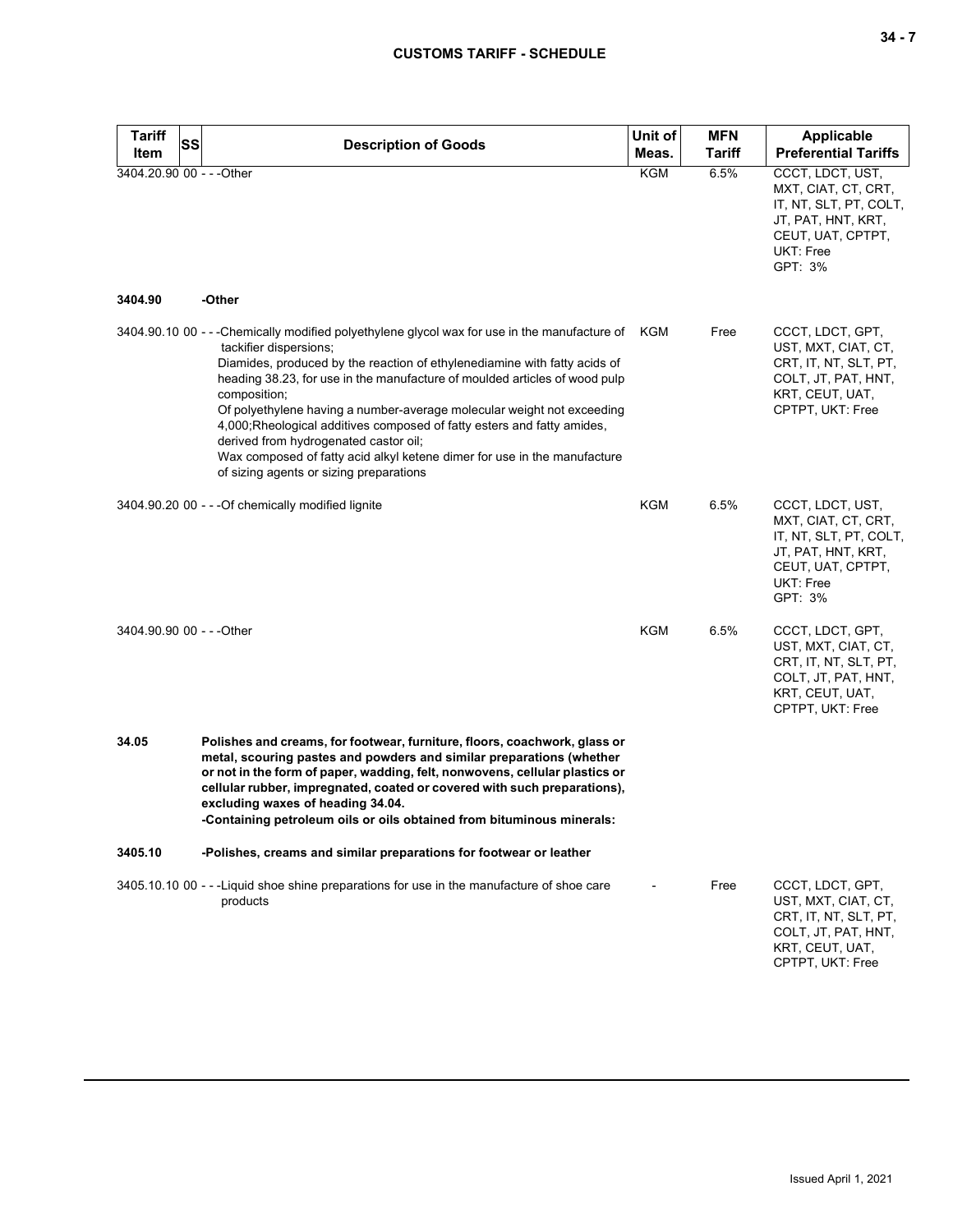| Tariff Item | SS | Description of Goods | Unit of Meas. | MFN Tariff | Applicable Preferential Tariffs |
|---|---|---|---|---|---|
| 3404.20.90 | 00 | - - -Other | KGM | 6.5% | CCCT, LDCT, UST, MXT, CIAT, CT, CRT, IT, NT, SLT, PT, COLT, JT, PAT, HNT, KRT, CEUT, UAT, CPTPT, UKT: Free<br>GPT: 3% |
| **3404.90** | | **-Other** | | | |
| 3404.90.10 | 00 | - - -Chemically modified polyethylene glycol wax for use in the manufacture of tackifier dispersions;<br>Diamides, produced by the reaction of ethylenediamine with fatty acids of heading 38.23, for use in the manufacture of moulded articles of wood pulp composition;<br>Of polyethylene having a number-average molecular weight not exceeding 4,000;Rheological additives composed of fatty esters and fatty amides, derived from hydrogenated castor oil;<br>Wax composed of fatty acid alkyl ketene dimer for use in the manufacture of sizing agents or sizing preparations | KGM | Free | CCCT, LDCT, GPT, UST, MXT, CIAT, CT, CRT, IT, NT, SLT, PT, COLT, JT, PAT, HNT, KRT, CEUT, UAT, CPTPT, UKT: Free |
| 3404.90.20 | 00 | - - -Of chemically modified lignite | KGM | 6.5% | CCCT, LDCT, UST, MXT, CIAT, CT, CRT, IT, NT, SLT, PT, COLT, JT, PAT, HNT, KRT, CEUT, UAT, CPTPT, UKT: Free<br>GPT: 3% |
| 3404.90.90 | 00 | - - -Other | KGM | 6.5% | CCCT, LDCT, GPT, UST, MXT, CIAT, CT, CRT, IT, NT, SLT, PT, COLT, JT, PAT, HNT, KRT, CEUT, UAT, CPTPT, UKT: Free |
| **34.05** | | **Polishes and creams, for footwear, furniture, floors, coachwork, glass or metal, scouring pastes and powders and similar preparations (whether or not in the form of paper, wadding, felt, nonwovens, cellular plastics or cellular rubber, impregnated, coated or covered with such preparations), excluding waxes of heading 34.04.**<br>**-Containing petroleum oils or oils obtained from bituminous minerals:** | | | |
| **3405.10** | | **-Polishes, creams and similar preparations for footwear or leather** | | | |
| 3405.10.10 | 00 | - - -Liquid shoe shine preparations for use in the manufacture of shoe care products | - | Free | CCCT, LDCT, GPT, UST, MXT, CIAT, CT, CRT, IT, NT, SLT, PT, COLT, JT, PAT, HNT, KRT, CEUT, UAT, CPTPT, UKT: Free |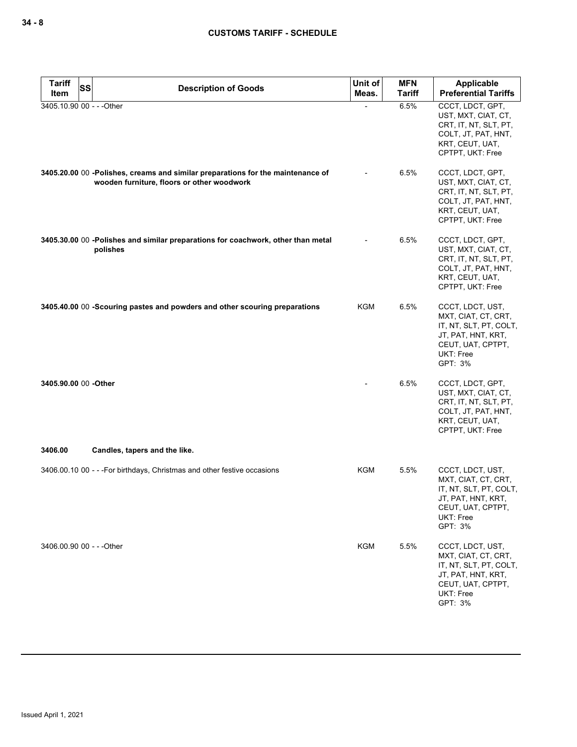| Tariff Item | SS | Description of Goods | Unit of Meas. | MFN Tariff | Applicable Preferential Tariffs |
|---|---|---|---|---|---|
| 3405.10.90 | 00 | - - -Other | - | 6.5% | CCCT, LDCT, GPT, UST, MXT, CIAT, CT, CRT, IT, NT, SLT, PT, COLT, JT, PAT, HNT, KRT, CEUT, UAT, CPTPT, UKT: Free |
| **3405.20.00** | 00 | **-Polishes, creams and similar preparations for the maintenance of wooden furniture, floors or other woodwork** | - | 6.5% | CCCT, LDCT, GPT, UST, MXT, CIAT, CT, CRT, IT, NT, SLT, PT, COLT, JT, PAT, HNT, KRT, CEUT, UAT, CPTPT, UKT: Free |
| **3405.30.00** | 00 | **-Polishes and similar preparations for coachwork, other than metal polishes** | - | 6.5% | CCCT, LDCT, GPT, UST, MXT, CIAT, CT, CRT, IT, NT, SLT, PT, COLT, JT, PAT, HNT, KRT, CEUT, UAT, CPTPT, UKT: Free |
| **3405.40.00** | 00 | **-Scouring pastes and powders and other scouring preparations** | KGM | 6.5% | CCCT, LDCT, UST, MXT, CIAT, CT, CRT, IT, NT, SLT, PT, COLT, JT, PAT, HNT, KRT, CEUT, UAT, CPTPT, UKT: Free<br>GPT: 3% |
| **3405.90.00** | 00 | **-Other** | - | 6.5% | CCCT, LDCT, GPT, UST, MXT, CIAT, CT, CRT, IT, NT, SLT, PT, COLT, JT, PAT, HNT, KRT, CEUT, UAT, CPTPT, UKT: Free |
| **3406.00** | | **Candles, tapers and the like.** | | | |
| 3406.00.10 | 00 | - - -For birthdays, Christmas and other festive occasions | KGM | 5.5% | CCCT, LDCT, UST, MXT, CIAT, CT, CRT, IT, NT, SLT, PT, COLT, JT, PAT, HNT, KRT, CEUT, UAT, CPTPT, UKT: Free<br>GPT: 3% |
| 3406.00.90 | 00 | - - -Other | KGM | 5.5% | CCCT, LDCT, UST, MXT, CIAT, CT, CRT, IT, NT, SLT, PT, COLT, JT, PAT, HNT, KRT, CEUT, UAT, CPTPT, UKT: Free<br>GPT: 3% |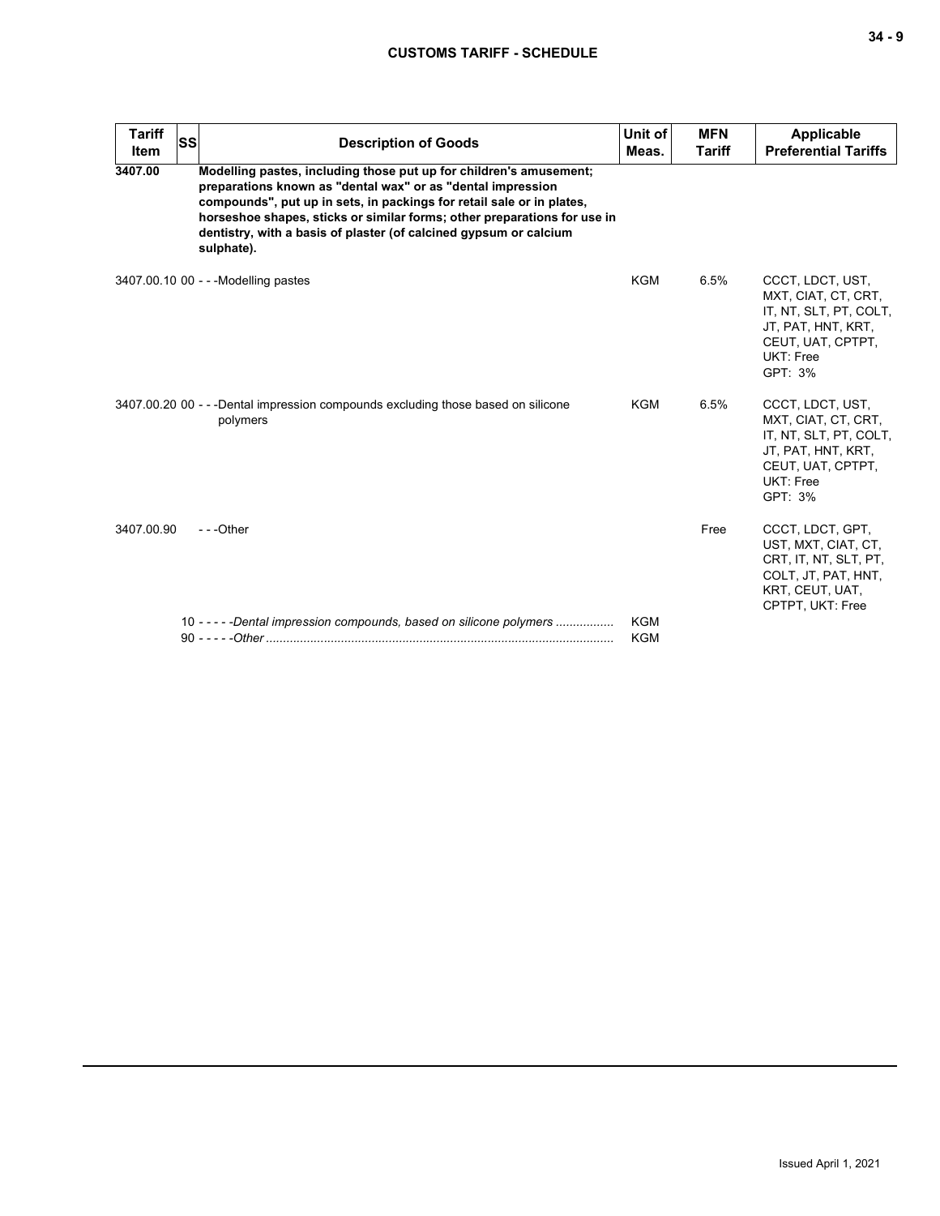| Tariff Item | SS | Description of Goods | Unit of Meas. | MFN Tariff | Applicable Preferential Tariffs |
|---|---|---|---|---|---|
| **3407.00** | | **Modelling pastes, including those put up for children's amusement; preparations known as "dental wax" or as "dental impression compounds", put up in sets, in packings for retail sale or in plates, horseshoe shapes, sticks or similar forms; other preparations for use in dentistry, with a basis of plaster (of calcined gypsum or calcium sulphate).** | | | |
| 3407.00.10 | 00 | - - -Modelling pastes | KGM | 6.5% | CCCT, LDCT, UST, MXT, CIAT, CT, CRT, IT, NT, SLT, PT, COLT, JT, PAT, HNT, KRT, CEUT, UAT, CPTPT, UKT: Free<br>GPT: 3% |
| 3407.00.20 | 00 | - - -Dental impression compounds excluding those based on silicone polymers | KGM | 6.5% | CCCT, LDCT, UST, MXT, CIAT, CT, CRT, IT, NT, SLT, PT, COLT, JT, PAT, HNT, KRT, CEUT, UAT, CPTPT, UKT: Free<br>GPT: 3% |
| 3407.00.90 | | - - -Other | | Free | CCCT, LDCT, GPT, UST, MXT, CIAT, CT, CRT, IT, NT, SLT, PT, COLT, JT, PAT, HNT, KRT, CEUT, UAT, CPTPT, UKT: Free |
| | 10 | - - - - -*Dental impression compounds, based on silicone polymers* | KGM | | |
| | 90 | - - - - -*Other* | KGM | | |